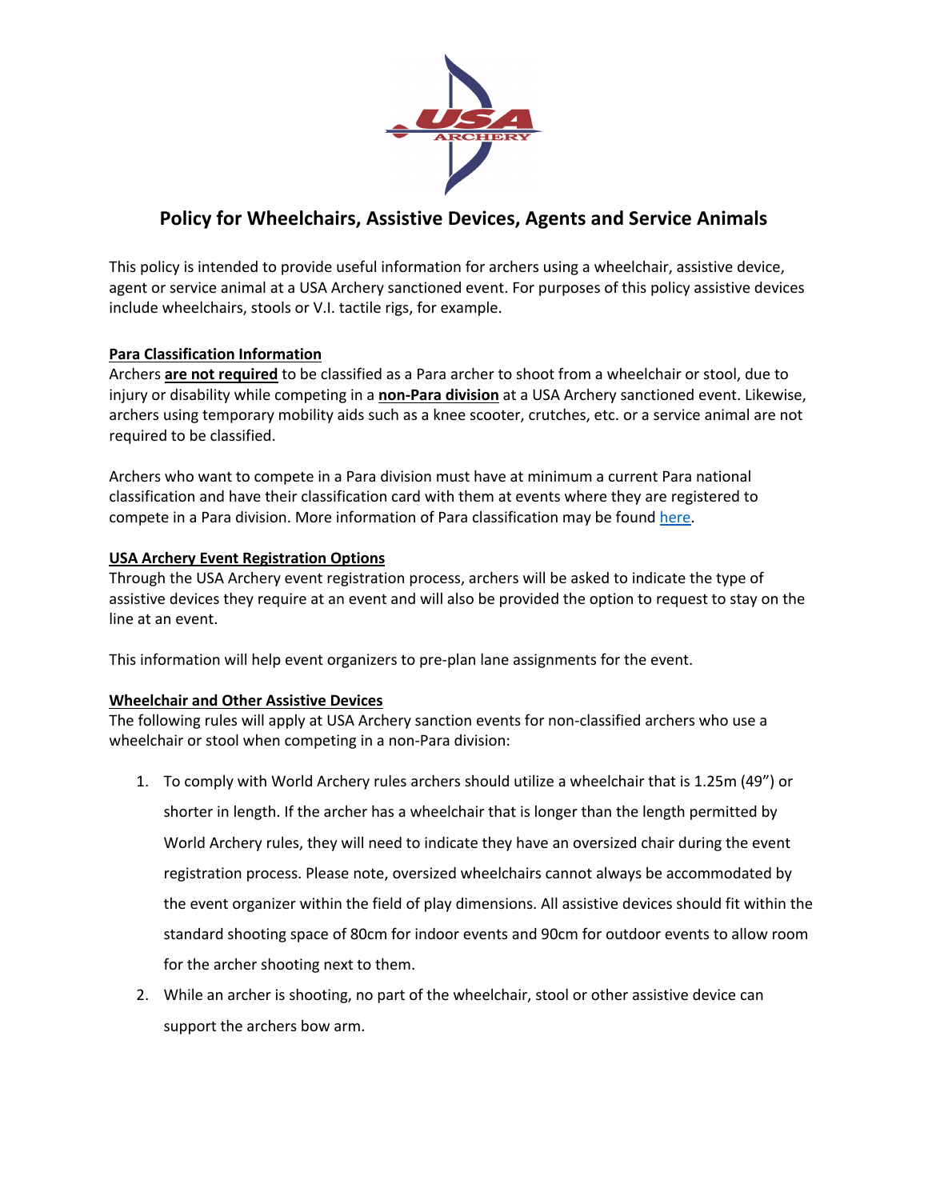# Policy for Wheelchairs, Assistive Devices, Agents and Service Animals

This policy is intended to provide useful information for archers using a wheelchair, assistive device, agent or service animal at a USA Archery sanctioned event. For purposes of this policy assistive devices include wheelchairs, stools or V.I. tactile rigs, for example.

## Para Classification Information

Archers **are not required** to be classified as a Para archer to shoot from a wheelchair or stool, due to injury or disability while competing in a **non-Para division** at a USA Archery sanctioned event. Likewise, archers using temporary mobility aids such as a knee scooter, crutches, etc. or a service animal are not required to be classified.

Archers who want to compete in a Para division must have at minimum a current Para national classification and have their classification card with them at events where they are registered to compete in a Para division. More information of Para classification may be found here.

## USA Archery Event Registration Options

Through the USA Archery event registration process, archers will be asked to indicate the type of assistive devices they require at an event and will also be provided the option to request to stay on the line at an event.

This information will help event organizers to pre-plan lane assignments for the event.

## Wheelchair and Other Assistive Devices

The following rules will apply at USA Archery sanction events for non-classified archers who use a wheelchair or stool when competing in a non-Para division:

1. To comply with World Archery rules archers should utilize a wheelchair that is 1.25m (49") or shorter in length. If the archer has a wheelchair that is longer than the length permitted by World Archery rules, they will need to indicate they have an oversized chair during the event registration process. Please note, oversized wheelchairs cannot always be accommodated by the event organizer within the field of play dimensions. All assistive devices should fit within the standard shooting space of 80cm for indoor events and 90cm for outdoor events to allow room for the archer shooting next to them.
2. While an archer is shooting, no part of the wheelchair, stool or other assistive device can support the archers bow arm.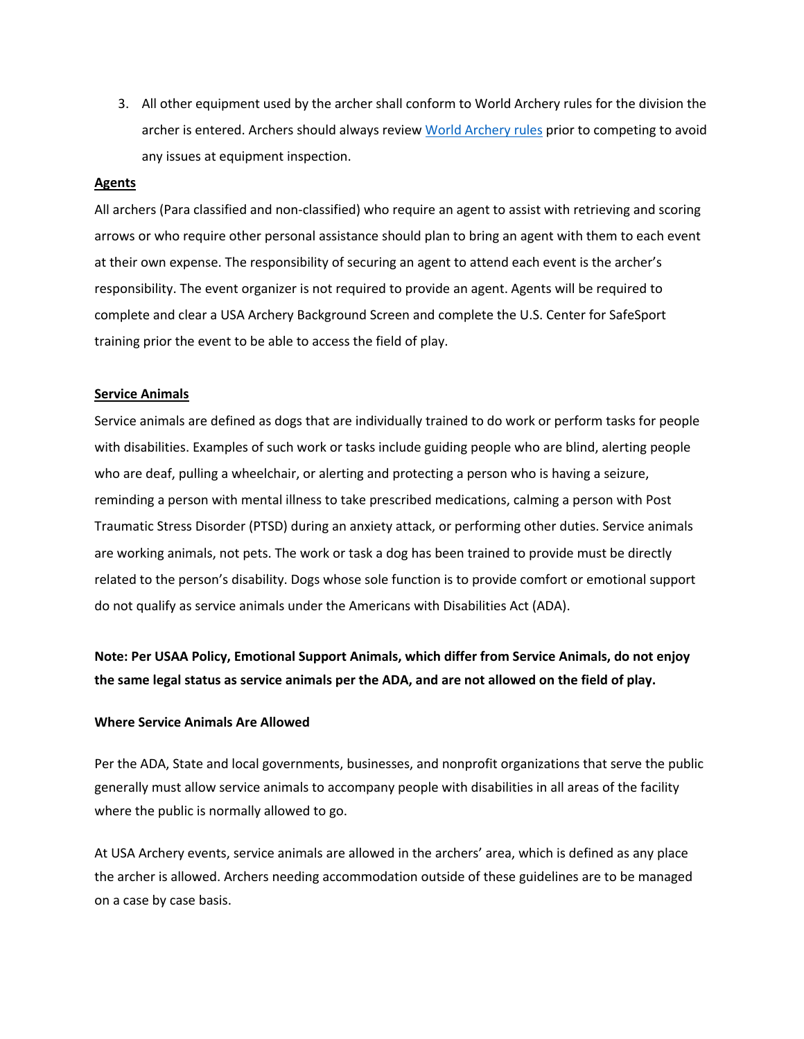3. All other equipment used by the archer shall conform to World Archery rules for the division the archer is entered. Archers should always review [World Archery rules]() prior to competing to avoid any issues at equipment inspection.

## Agents

All archers (Para classified and non-classified) who require an agent to assist with retrieving and scoring arrows or who require other personal assistance should plan to bring an agent with them to each event at their own expense. The responsibility of securing an agent to attend each event is the archer's responsibility. The event organizer is not required to provide an agent. Agents will be required to complete and clear a USA Archery Background Screen and complete the U.S. Center for SafeSport training prior the event to be able to access the field of play.

## Service Animals

Service animals are defined as dogs that are individually trained to do work or perform tasks for people with disabilities. Examples of such work or tasks include guiding people who are blind, alerting people who are deaf, pulling a wheelchair, or alerting and protecting a person who is having a seizure, reminding a person with mental illness to take prescribed medications, calming a person with Post Traumatic Stress Disorder (PTSD) during an anxiety attack, or performing other duties. Service animals are working animals, not pets. The work or task a dog has been trained to provide must be directly related to the person's disability. Dogs whose sole function is to provide comfort or emotional support do not qualify as service animals under the Americans with Disabilities Act (ADA).

**Note: Per USAA Policy, Emotional Support Animals, which differ from Service Animals, do not enjoy the same legal status as service animals per the ADA, and are not allowed on the field of play.**

### Where Service Animals Are Allowed

Per the ADA, State and local governments, businesses, and nonprofit organizations that serve the public generally must allow service animals to accompany people with disabilities in all areas of the facility where the public is normally allowed to go.

At USA Archery events, service animals are allowed in the archers' area, which is defined as any place the archer is allowed. Archers needing accommodation outside of these guidelines are to be managed on a case by case basis.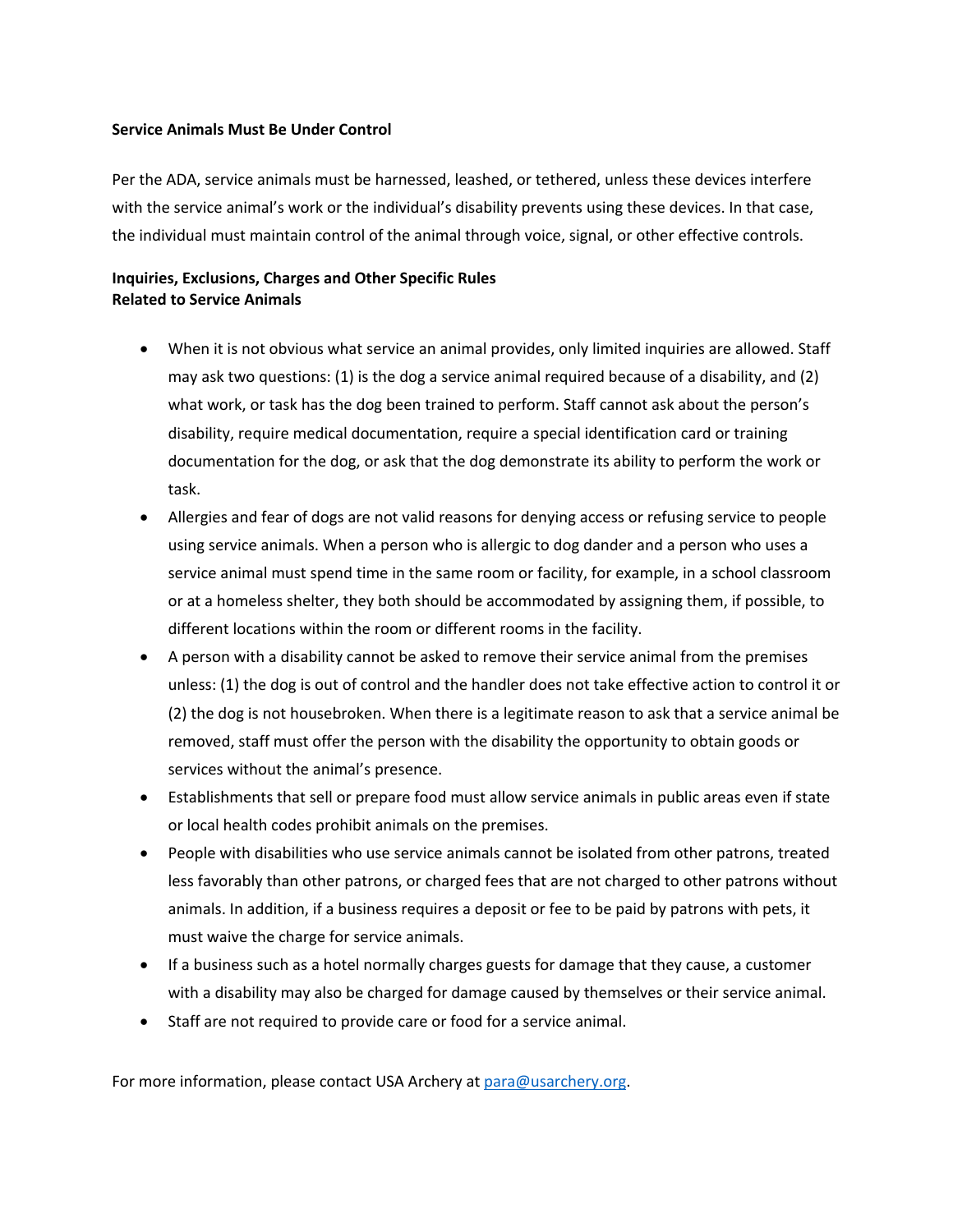**Service Animals Must Be Under Control**

Per the ADA, service animals must be harnessed, leashed, or tethered, unless these devices interfere with the service animal's work or the individual's disability prevents using these devices. In that case, the individual must maintain control of the animal through voice, signal, or other effective controls.

**Inquiries, Exclusions, Charges and Other Specific Rules Related to Service Animals**

- When it is not obvious what service an animal provides, only limited inquiries are allowed. Staff may ask two questions: (1) is the dog a service animal required because of a disability, and (2) what work, or task has the dog been trained to perform. Staff cannot ask about the person's disability, require medical documentation, require a special identification card or training documentation for the dog, or ask that the dog demonstrate its ability to perform the work or task.
- Allergies and fear of dogs are not valid reasons for denying access or refusing service to people using service animals. When a person who is allergic to dog dander and a person who uses a service animal must spend time in the same room or facility, for example, in a school classroom or at a homeless shelter, they both should be accommodated by assigning them, if possible, to different locations within the room or different rooms in the facility.
- A person with a disability cannot be asked to remove their service animal from the premises unless: (1) the dog is out of control and the handler does not take effective action to control it or (2) the dog is not housebroken. When there is a legitimate reason to ask that a service animal be removed, staff must offer the person with the disability the opportunity to obtain goods or services without the animal's presence.
- Establishments that sell or prepare food must allow service animals in public areas even if state or local health codes prohibit animals on the premises.
- People with disabilities who use service animals cannot be isolated from other patrons, treated less favorably than other patrons, or charged fees that are not charged to other patrons without animals. In addition, if a business requires a deposit or fee to be paid by patrons with pets, it must waive the charge for service animals.
- If a business such as a hotel normally charges guests for damage that they cause, a customer with a disability may also be charged for damage caused by themselves or their service animal.
- Staff are not required to provide care or food for a service animal.

For more information, please contact USA Archery at para@usarchery.org.